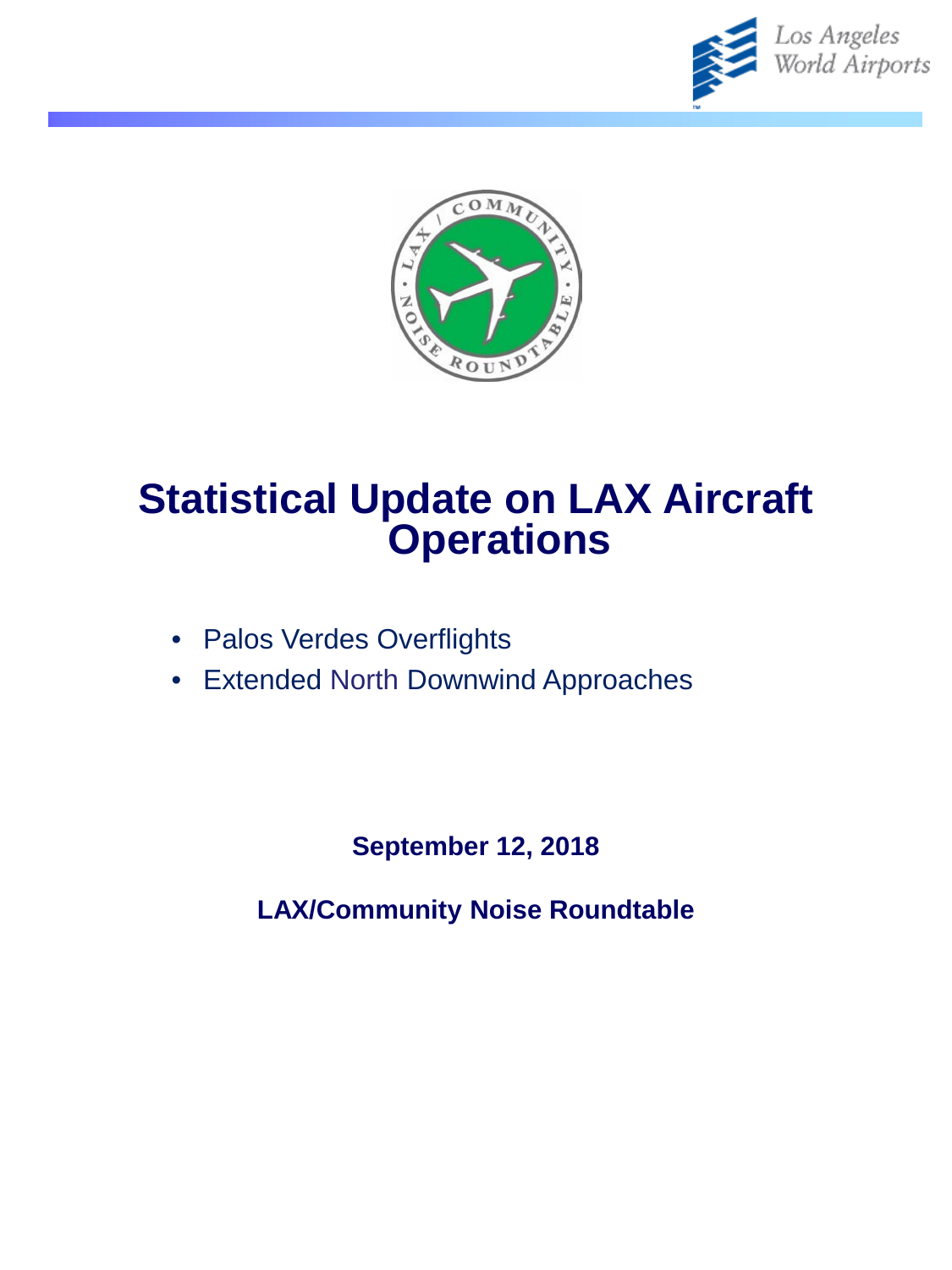# Statistical Update on LAX Aircraft Operations

- Palos Verdes Overflights
- Extended North Downwind Approaches

**September 12, 2018**

**LAX/Community Noise Roundtable**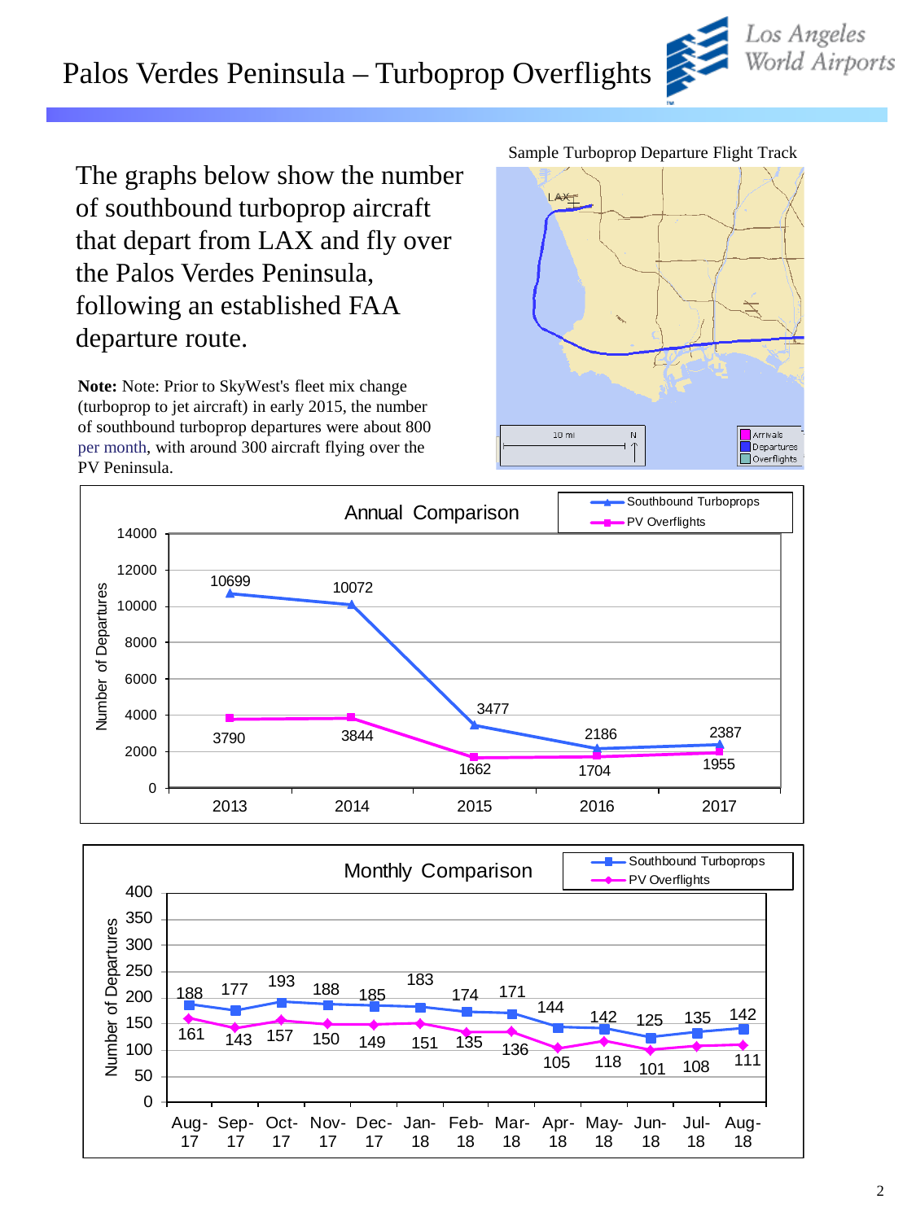# Palos Verdes Peninsula – Turboprop Overflights

Los Angeles World Airports

The graphs below show the number of southbound turboprop aircraft that depart from LAX and fly over the Palos Verdes Peninsula, following an established FAA departure route.

**Note:** Note: Prior to SkyWest's fleet mix change (turboprop to jet aircraft) in early 2015, the number of southbound turboprop departures were about 800 per month, with around 300 aircraft flying over the PV Peninsula.

Sample Turboprop Departure Flight Track

LAX

10 mi

N

Arrivals
Departures
Overflights

Annual Comparison

Southbound Turboprops
PV Overflights

Number of Departures

0
2000
4000
6000
8000
10000
12000
14000

10699
10072
3477
2186
2387

3790
3844
1662
1704
1955

2013
2014
2015
2016
2017

Monthly Comparison

Southbound Turboprops
PV Overflights

Number of Departures

0
50
100
150
200
250
300
350
400

188
177
193
188
185
183
174
171
144
142
125
135
142

161
143
157
150
149
151
135
136
105
118
101
108
111

Aug-17
Sep-17
Oct-17
Nov-17
Dec-17
Jan-18
Feb-18
Mar-18
Apr-18
May-18
Jun-18
Jul-18
Aug-18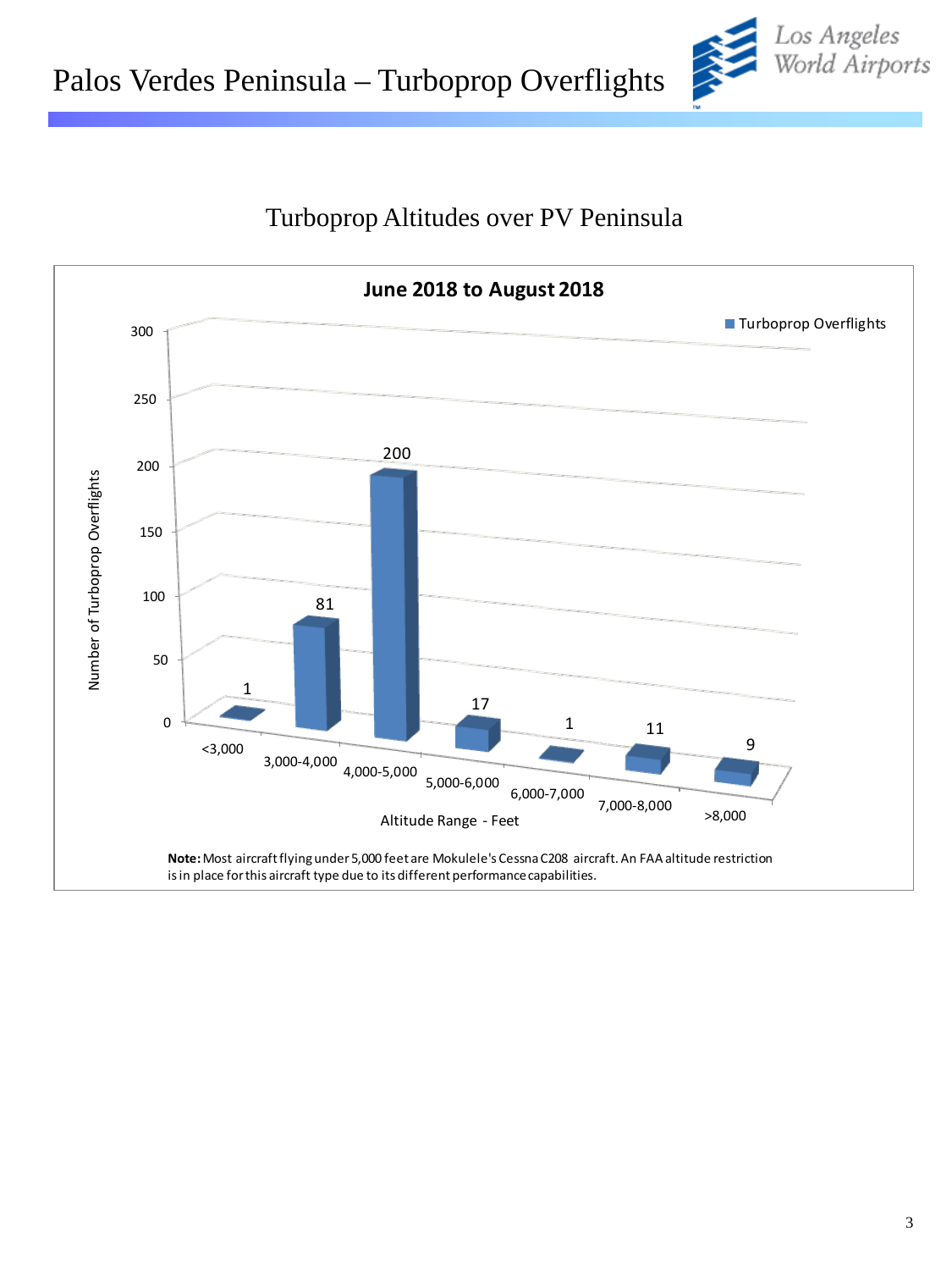# Palos Verdes Peninsula – Turboprop Overflights

## Turboprop Altitudes over PV Peninsula

June 2018 to August 2018

Turboprop Overflights

Number of Turboprop Overflights

300
250
200
150
100
50
0

1
81
200
17
1
11
9

<3,000
3,000-4,000
4,000-5,000
5,000-6,000
6,000-7,000
7,000-8,000
>8,000

Altitude Range - Feet

**Note:** Most aircraft flying under 5,000 feet are Mokulele's Cessna C208 aircraft. An FAA altitude restriction is in place for this aircraft type due to its different performance capabilities.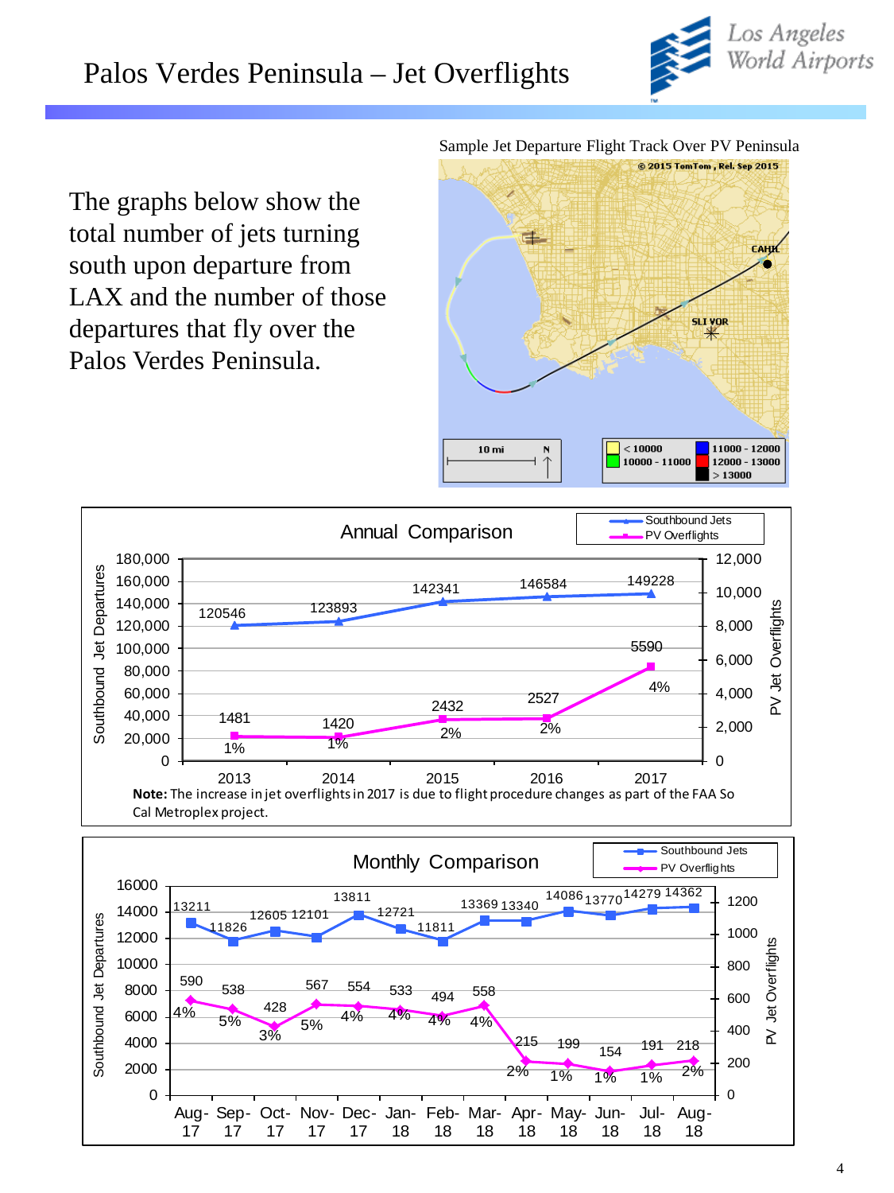# Palos Verdes Peninsula – Jet Overflights

Los Angeles World Airports

The graphs below show the total number of jets turning south upon departure from LAX and the number of those departures that fly over the Palos Verdes Peninsula.

Sample Jet Departure Flight Track Over PV Peninsula

© 2015 TomTom, Rel. Sep 2015

CAHIL

SLI VOR

10 mi

N

< 10000
10000 - 11000
11000 - 12000
12000 - 13000
> 13000

Annual Comparison

Southbound Jets
PV Overflights

Southbound Jet Departures

PV Jet Overflights

180,000
160,000
140,000
120,000
100,000
80,000
60,000
40,000
20,000
0

12,000
10,000
8,000
6,000
4,000
2,000
0

2013 2014 2015 2016 2017

120546 123893 142341 146584 149228

1481 1420 2432 2527 5590

1% 1% 2% 2% 4%

**Note:** The increase in jet overflights in 2017 is due to flight procedure changes as part of the FAA So Cal Metroplex project.

Monthly Comparison

Southbound Jets
PV Overflights

Southbound Jet Departures

PV Jet Overflights

16000
14000
12000
10000
8000
6000
4000
2000
0

1200
1000
800
600
400
200
0

Aug-17 Sep-17 Oct-17 Nov-17 Dec-17 Jan-18 Feb-18 Mar-18 Apr-18 May-18 Jun-18 Jul-18 Aug-18

13211 11826 12605 12101 13811 12721 11811 13369 13340 14086 13770 14279 14362

590 538 428 567 554 533 494 558 215 199 154 191 218

4% 5% 3% 5% 4% 4% 4% 4% 2% 1% 1% 1% 2%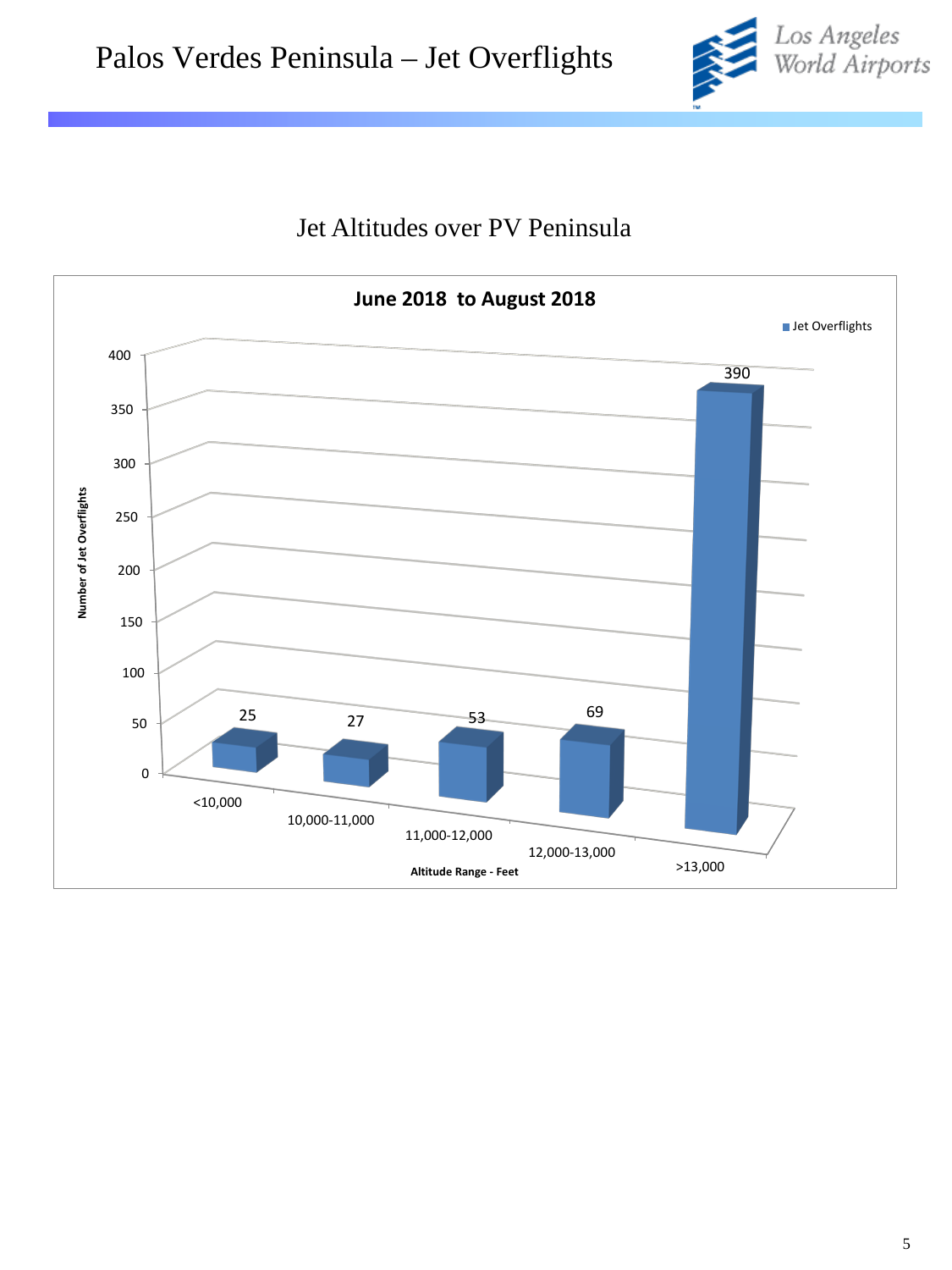# Palos Verdes Peninsula – Jet Overflights

Los Angeles World Airports

## Jet Altitudes over PV Peninsula

**June 2018 to August 2018**

Jet Overflights

Number of Jet Overflights

400
350
300
250
200
150
100
50
0

25
27
53
69
390

<10,000
10,000-11,000
11,000-12,000
12,000-13,000
>13,000

Altitude Range - Feet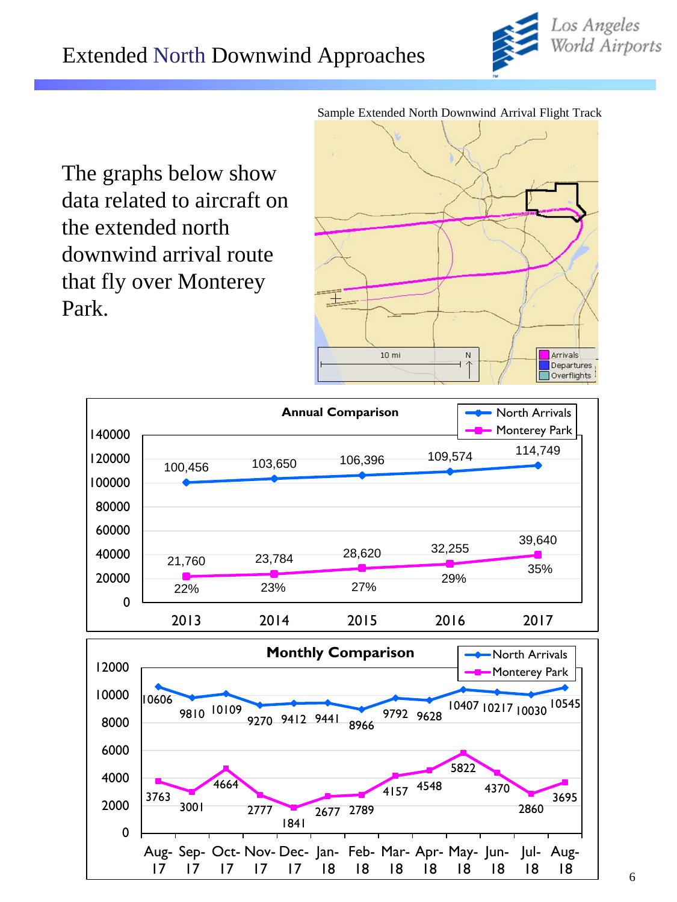# Extended North Downwind Approaches

The graphs below show data related to aircraft on the extended north downwind arrival route that fly over Monterey Park.

Sample Extended North Downwind Arrival Flight Track

10 mi
N
Arrivals
Departures
Overflights

**Annual Comparison**

North Arrivals
Monterey Park

140000
120000
100000
80000
60000
40000
20000
0

100,456
103,650
106,396
109,574
114,749

21,760
23,784
28,620
32,255
39,640

22%
23%
27%
29%
35%

2013
2014
2015
2016
2017

**Monthly Comparison**

North Arrivals
Monterey Park

12000
10000
8000
6000
4000
2000
0

10606
9810
10109
9270
9412
9441
8966
9792
9628
10407
10217
10030
10545

3763
3001
4664
2777
1841
2677
2789
4157
4548
5822
4370
2860
3695

Aug-17
Sep-17
Oct-17
Nov-17
Dec-17
Jan-18
Feb-18
Mar-18
Apr-18
May-18
Jun-18
Jul-18
Aug-18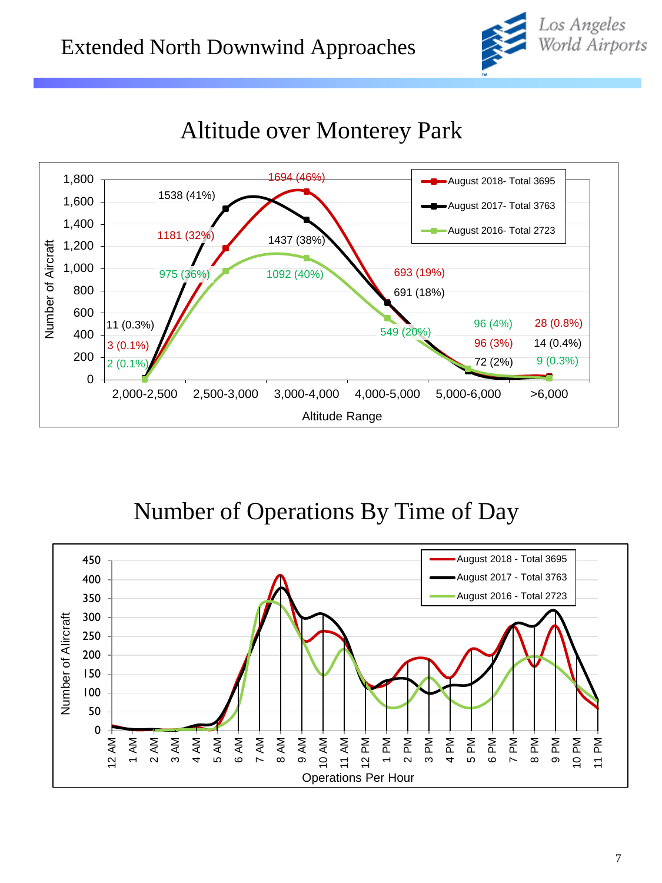# Extended North Downwind Approaches

Los Angeles World Airports

## Altitude over Monterey Park

August 2018- Total 3695
August 2017- Total 3763
August 2016- Total 2723

Number of Aircraft

1,800
1,600
1,400
1,200
1,000
800
600
400
200
0

11 (0.3%)
3 (0.1%)
2 (0.1%)
1538 (41%)
1181 (32%)
975 (36%)
1694 (46%)
1437 (38%)
1092 (40%)
693 (19%)
691 (18%)
549 (20%)
96 (4%)
96 (3%)
72 (2%)
28 (0.8%)
14 (0.4%)
9 (0.3%)

2,000-2,500
2,500-3,000
3,000-4,000
4,000-5,000
5,000-6,000
>6,000

Altitude Range

## Number of Operations By Time of Day

August 2018 - Total 3695
August 2017 - Total 3763
August 2016 - Total 2723

Number of Aircraft

450
400
350
300
250
200
150
100
50
0

12 AM
1 AM
2 AM
3 AM
4 AM
5 AM
6 AM
7 AM
8 AM
9 AM
10 AM
11 AM
12 PM
1 PM
2 PM
3 PM
4 PM
5 PM
6 PM
7 PM
8 PM
9 PM
10 PM
11 PM

Operations Per Hour